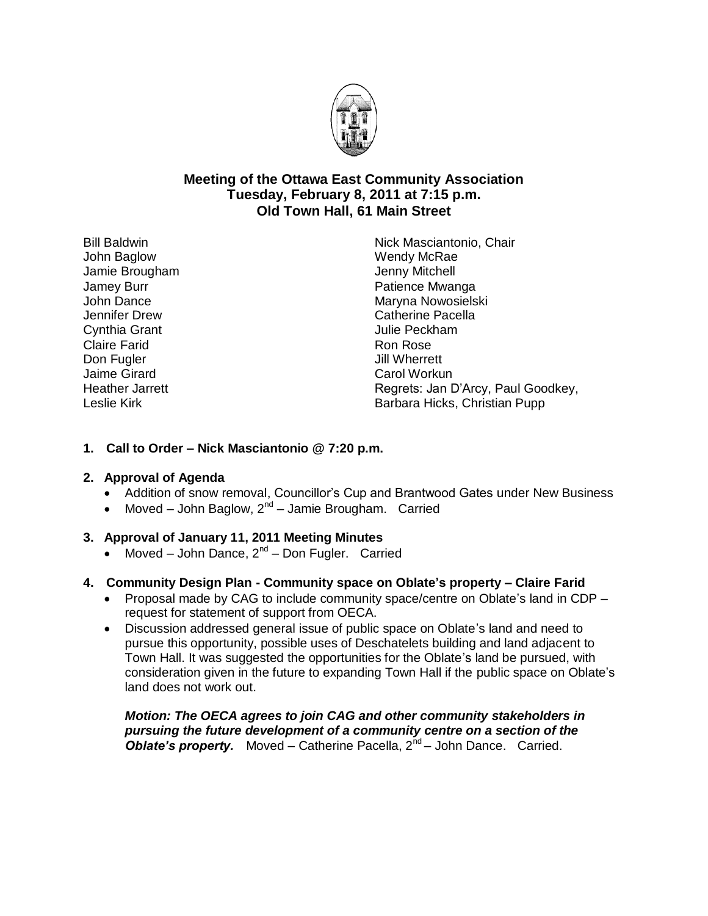# Meeting of the Ottawa East Community Association
## Tuesday, February 8, 2011 at 7:15 p.m.
## Old Town Hall, 61 Main Street

Bill Baldwin
John Baglow
Jamie Brougham
Jamey Burr
John Dance
Jennifer Drew
Cynthia Grant
Claire Farid
Don Fugler
Jaime Girard
Heather Jarrett
Leslie Kirk
Nick Masciantonio, Chair
Wendy McRae
Jenny Mitchell
Patience Mwanga
Maryna Nowosielski
Catherine Pacella
Julie Peckham
Ron Rose
Jill Wherrett
Carol Workun
Regrets: Jan D'Arcy, Paul Goodkey, Barbara Hicks, Christian Pupp

**1. Call to Order – Nick Masciantonio @ 7:20 p.m.**

**2. Approval of Agenda**

- Addition of snow removal, Councillor's Cup and Brantwood Gates under New Business
- Moved – John Baglow, 2nd – Jamie Brougham. Carried

**3. Approval of January 11, 2011 Meeting Minutes**

- Moved – John Dance, 2nd – Don Fugler. Carried

**4. Community Design Plan - Community space on Oblate's property – Claire Farid**

- Proposal made by CAG to include community space/centre on Oblate's land in CDP – request for statement of support from OECA.
- Discussion addressed general issue of public space on Oblate's land and need to pursue this opportunity, possible uses of Deschatelets building and land adjacent to Town Hall. It was suggested the opportunities for the Oblate's land be pursued, with consideration given in the future to expanding Town Hall if the public space on Oblate's land does not work out.

***Motion: The OECA agrees to join CAG and other community stakeholders in pursuing the future development of a community centre on a section of the Oblate's property.*** Moved – Catherine Pacella, 2nd – John Dance. Carried.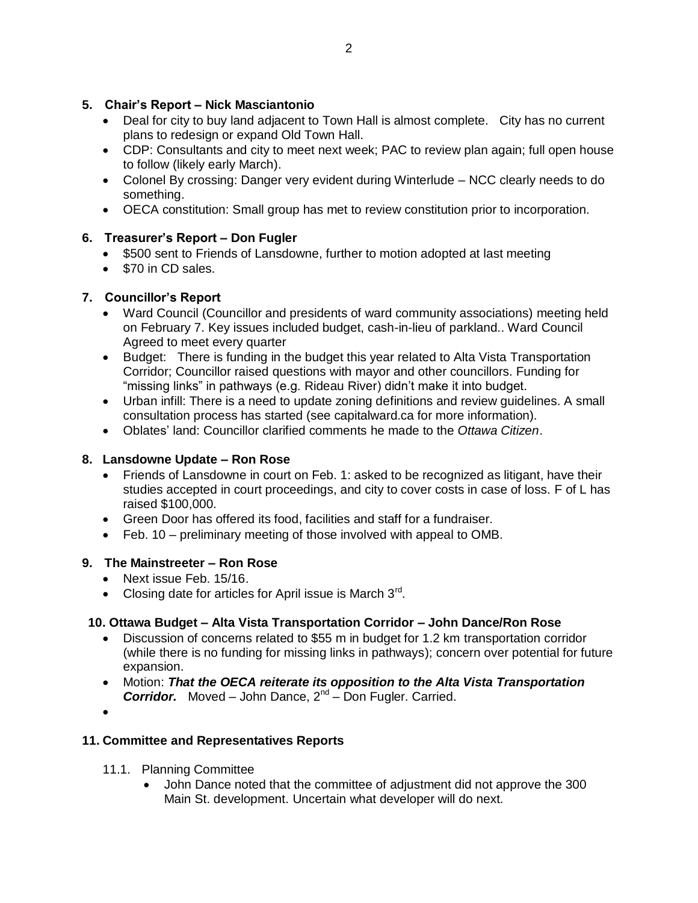## 5. Chair's Report – Nick Masciantonio

- Deal for city to buy land adjacent to Town Hall is almost complete. City has no current plans to redesign or expand Old Town Hall.
- CDP: Consultants and city to meet next week; PAC to review plan again; full open house to follow (likely early March).
- Colonel By crossing: Danger very evident during Winterlude – NCC clearly needs to do something.
- OECA constitution: Small group has met to review constitution prior to incorporation.

## 6. Treasurer's Report – Don Fugler

- $500 sent to Friends of Lansdowne, further to motion adopted at last meeting
- $70 in CD sales.

## 7. Councillor's Report

- Ward Council (Councillor and presidents of ward community associations) meeting held on February 7. Key issues included budget, cash-in-lieu of parkland.. Ward Council Agreed to meet every quarter
- Budget: There is funding in the budget this year related to Alta Vista Transportation Corridor; Councillor raised questions with mayor and other councillors. Funding for "missing links" in pathways (e.g. Rideau River) didn't make it into budget.
- Urban infill: There is a need to update zoning definitions and review guidelines. A small consultation process has started (see capitalward.ca for more information).
- Oblates' land: Councillor clarified comments he made to the *Ottawa Citizen*.

## 8. Lansdowne Update – Ron Rose

- Friends of Lansdowne in court on Feb. 1: asked to be recognized as litigant, have their studies accepted in court proceedings, and city to cover costs in case of loss. F of L has raised $100,000.
- Green Door has offered its food, facilities and staff for a fundraiser.
- Feb. 10 – preliminary meeting of those involved with appeal to OMB.

## 9. The Mainstreeter – Ron Rose

- Next issue Feb. 15/16.
- Closing date for articles for April issue is March 3rd.

## 10. Ottawa Budget – Alta Vista Transportation Corridor – John Dance/Ron Rose

- Discussion of concerns related to $55 m in budget for 1.2 km transportation corridor (while there is no funding for missing links in pathways); concern over potential for future expansion.
- Motion: ***That the OECA reiterate its opposition to the Alta Vista Transportation Corridor.*** Moved – John Dance, 2nd – Don Fugler. Carried.

## 11. Committee and Representatives Reports

### 11.1. Planning Committee

- John Dance noted that the committee of adjustment did not approve the 300 Main St. development. Uncertain what developer will do next.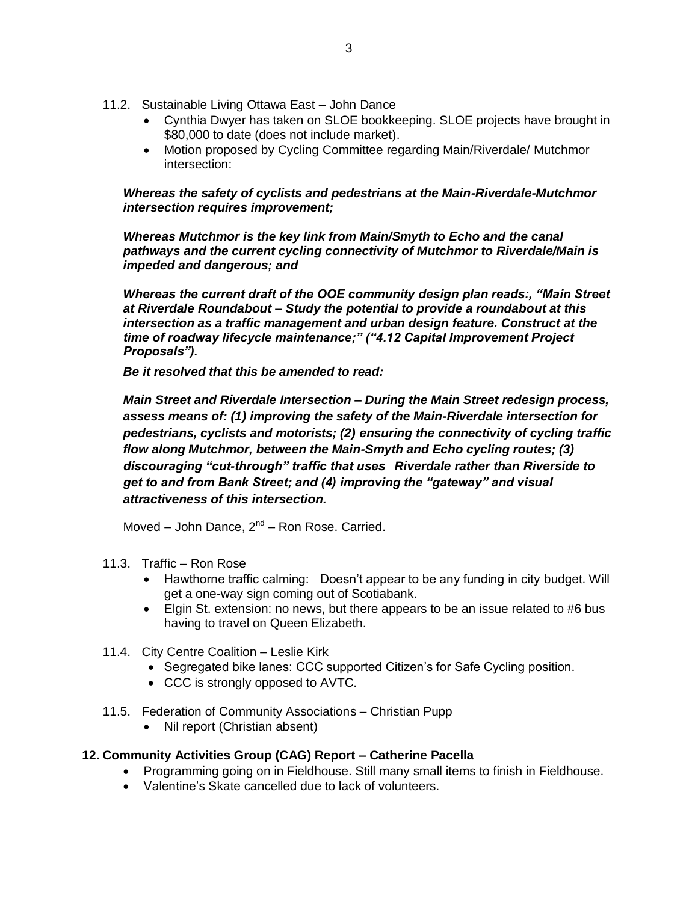11.2. Sustainable Living Ottawa East – John Dance

- Cynthia Dwyer has taken on SLOE bookkeeping. SLOE projects have brought in $80,000 to date (does not include market).
- Motion proposed by Cycling Committee regarding Main/Riverdale/ Mutchmor intersection:

***Whereas the safety of cyclists and pedestrians at the Main-Riverdale-Mutchmor intersection requires improvement;***

***Whereas Mutchmor is the key link from Main/Smyth to Echo and the canal pathways and the current cycling connectivity of Mutchmor to Riverdale/Main is impeded and dangerous; and***

***Whereas the current draft of the OOE community design plan reads:, "Main Street at Riverdale Roundabout – Study the potential to provide a roundabout at this intersection as a traffic management and urban design feature. Construct at the time of roadway lifecycle maintenance;" ("4.12 Capital Improvement Project Proposals").***

***Be it resolved that this be amended to read:***

***Main Street and Riverdale Intersection – During the Main Street redesign process, assess means of: (1) improving the safety of the Main-Riverdale intersection for pedestrians, cyclists and motorists; (2) ensuring the connectivity of cycling traffic flow along Mutchmor, between the Main-Smyth and Echo cycling routes; (3) discouraging "cut-through" traffic that uses Riverdale rather than Riverside to get to and from Bank Street; and (4) improving the "gateway" and visual attractiveness of this intersection.***

Moved – John Dance, 2nd – Ron Rose. Carried.

11.3. Traffic – Ron Rose

- Hawthorne traffic calming: Doesn't appear to be any funding in city budget. Will get a one-way sign coming out of Scotiabank.
- Elgin St. extension: no news, but there appears to be an issue related to #6 bus having to travel on Queen Elizabeth.

11.4. City Centre Coalition – Leslie Kirk

- Segregated bike lanes: CCC supported Citizen's for Safe Cycling position.
- CCC is strongly opposed to AVTC.

11.5. Federation of Community Associations – Christian Pupp

- Nil report (Christian absent)

**12. Community Activities Group (CAG) Report – Catherine Pacella**

- Programming going on in Fieldhouse. Still many small items to finish in Fieldhouse.
- Valentine's Skate cancelled due to lack of volunteers.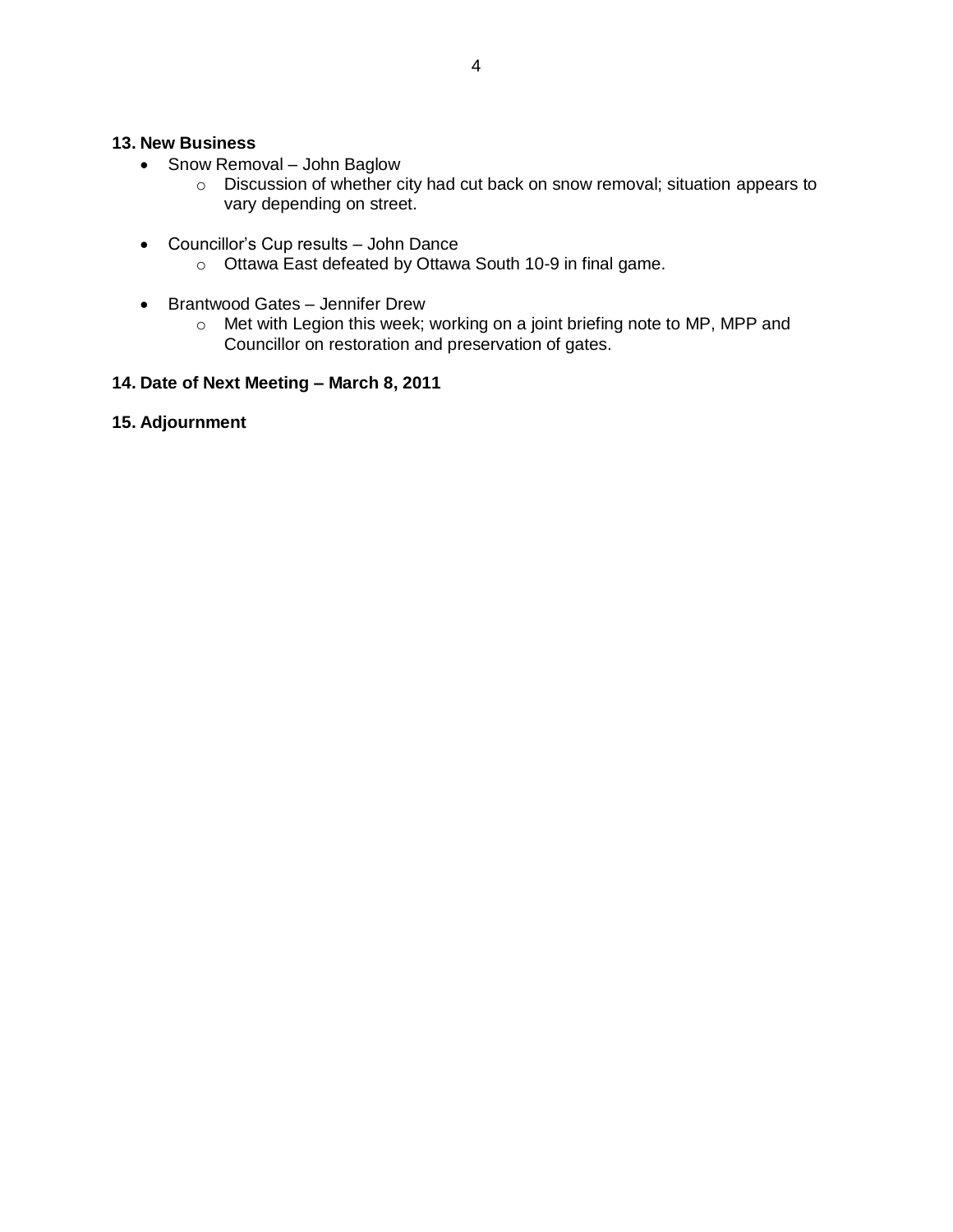**13. New Business**

- Snow Removal – John Baglow
    - Discussion of whether city had cut back on snow removal; situation appears to vary depending on street.

- Councillor's Cup results – John Dance
    - Ottawa East defeated by Ottawa South 10-9 in final game.

- Brantwood Gates – Jennifer Drew
    - Met with Legion this week; working on a joint briefing note to MP, MPP and Councillor on restoration and preservation of gates.

**14. Date of Next Meeting – March 8, 2011**

**15. Adjournment**